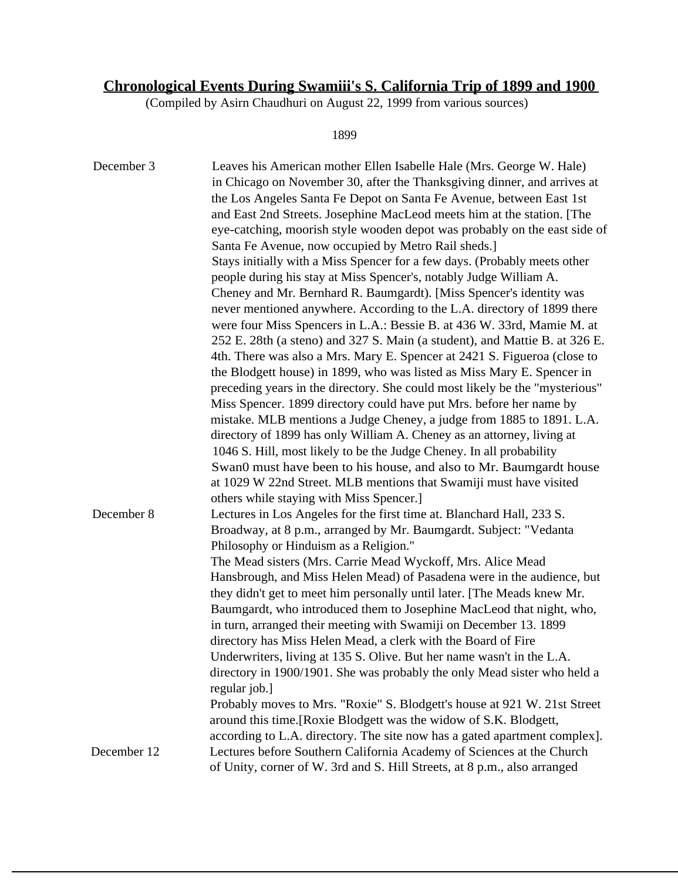# **Chronological Events During Swamiii's S. California Trip of 1899 and 1900**

(Compiled by Asirn Chaudhuri on August 22, 1999 from various sources)

1899

| | |
|---|---|
| December 3 | Leaves his American mother Ellen Isabelle Hale (Mrs. George W. Hale) in Chicago on November 30, after the Thanksgiving dinner, and arrives at the Los Angeles Santa Fe Depot on Santa Fe Avenue, between East 1st and East 2nd Streets. Josephine MacLeod meets him at the station. [The eye-catching, moorish style wooden depot was probably on the east side of Santa Fe Avenue, now occupied by Metro Rail sheds.] Stays initially with a Miss Spencer for a few days. (Probably meets other people during his stay at Miss Spencer's, notably Judge William A. Cheney and Mr. Bernhard R. Baumgardt). [Miss Spencer's identity was never mentioned anywhere. According to the L.A. directory of 1899 there were four Miss Spencers in L.A.: Bessie B. at 436 W. 33rd, Mamie M. at 252 E. 28th (a steno) and 327 S. Main (a student), and Mattie B. at 326 E. 4th. There was also a Mrs. Mary E. Spencer at 2421 S. Figueroa (close to the Blodgett house) in 1899, who was listed as Miss Mary E. Spencer in preceding years in the directory. She could most likely be the "mysterious" Miss Spencer. 1899 directory could have put Mrs. before her name by mistake. MLB mentions a Judge Cheney, a judge from 1885 to 1891. L.A. directory of 1899 has only William A. Cheney as an attorney, living at 1046 S. Hill, most likely to be the Judge Cheney. In all probability Swan0 must have been to his house, and also to Mr. Baumgardt house at 1029 W 22nd Street. MLB mentions that Swamiji must have visited others while staying with Miss Spencer.] |
| December 8 | Lectures in Los Angeles for the first time at. Blanchard Hall, 233 S. Broadway, at 8 p.m., arranged by Mr. Baumgardt. Subject: "Vedanta Philosophy or Hinduism as a Religion." The Mead sisters (Mrs. Carrie Mead Wyckoff, Mrs. Alice Mead Hansbrough, and Miss Helen Mead) of Pasadena were in the audience, but they didn't get to meet him personally until later. [The Meads knew Mr. Baumgardt, who introduced them to Josephine MacLeod that night, who, in turn, arranged their meeting with Swamiji on December 13. 1899 directory has Miss Helen Mead, a clerk with the Board of Fire Underwriters, living at 135 S. Olive. But her name wasn't in the L.A. directory in 1900/1901. She was probably the only Mead sister who held a regular job.] Probably moves to Mrs. "Roxie" S. Blodgett's house at 921 W. 21st Street around this time.[Roxie Blodgett was the widow of S.K. Blodgett, according to L.A. directory. The site now has a gated apartment complex]. |
| December 12 | Lectures before Southern California Academy of Sciences at the Church of Unity, corner of W. 3rd and S. Hill Streets, at 8 p.m., also arranged |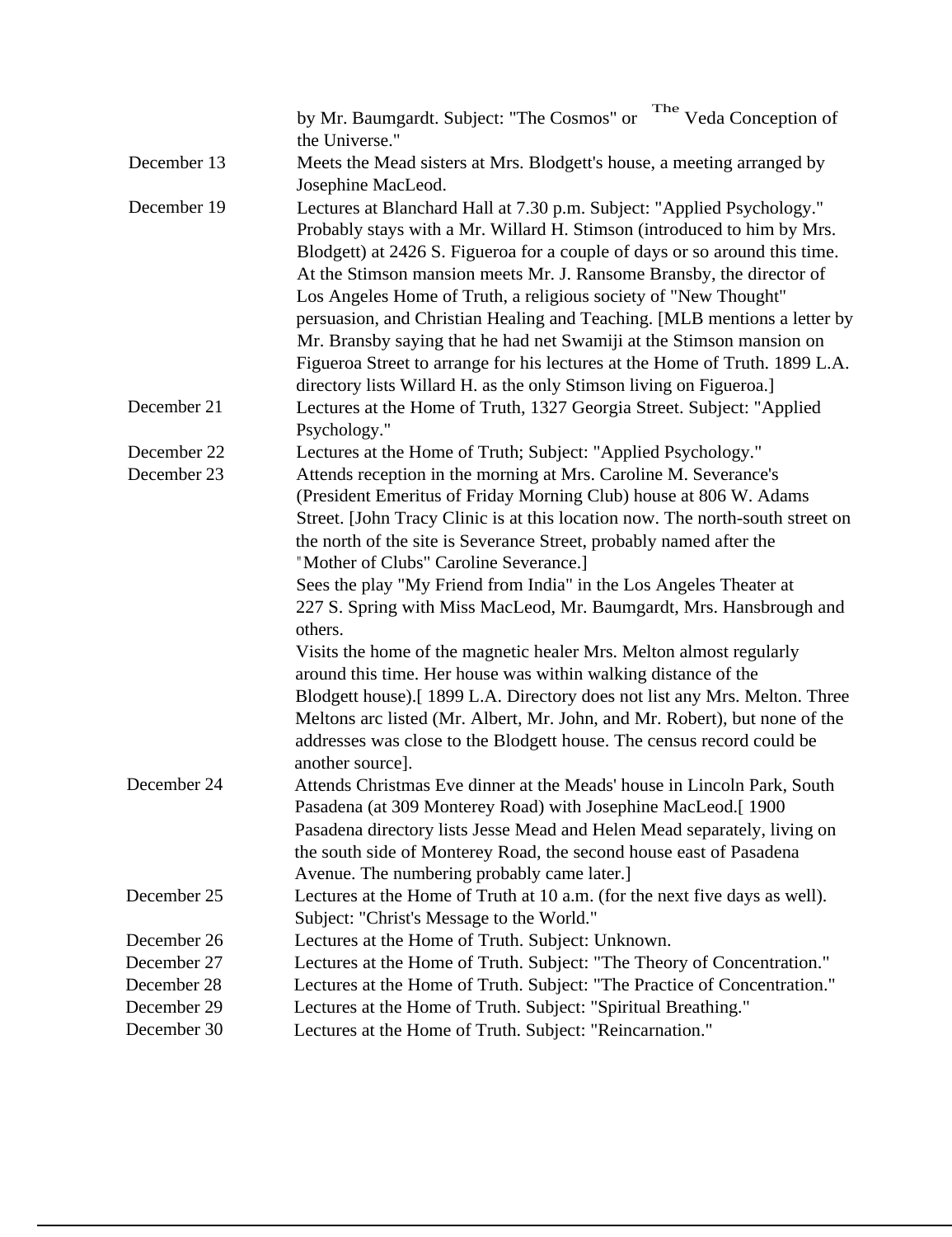| | |
|---|---|
| | by Mr. Baumgardt. Subject: "The Cosmos" or "The Veda Conception of the Universe." |
| December 13 | Meets the Mead sisters at Mrs. Blodgett's house, a meeting arranged by Josephine MacLeod. |
| December 19 | Lectures at Blanchard Hall at 7.30 p.m. Subject: "Applied Psychology." Probably stays with a Mr. Willard H. Stimson (introduced to him by Mrs. Blodgett) at 2426 S. Figueroa for a couple of days or so around this time. At the Stimson mansion meets Mr. J. Ransome Bransby, the director of Los Angeles Home of Truth, a religious society of "New Thought" persuasion, and Christian Healing and Teaching. [MLB mentions a letter by Mr. Bransby saying that he had net Swamiji at the Stimson mansion on Figueroa Street to arrange for his lectures at the Home of Truth. 1899 L.A. directory lists Willard H. as the only Stimson living on Figueroa.] |
| December 21 | Lectures at the Home of Truth, 1327 Georgia Street. Subject: "Applied Psychology." |
| December 22 | Lectures at the Home of Truth; Subject: "Applied Psychology." |
| December 23 | Attends reception in the morning at Mrs. Caroline M. Severance's (President Emeritus of Friday Morning Club) house at 806 W. Adams Street. [John Tracy Clinic is at this location now. The north-south street on the north of the site is Severance Street, probably named after the "Mother of Clubs" Caroline Severance.]<br>Sees the play "My Friend from India" in the Los Angeles Theater at 227 S. Spring with Miss MacLeod, Mr. Baumgardt, Mrs. Hansbrough and others.<br>Visits the home of the magnetic healer Mrs. Melton almost regularly around this time. Her house was within walking distance of the Blodgett house).[ 1899 L.A. Directory does not list any Mrs. Melton. Three Meltons arc listed (Mr. Albert, Mr. John, and Mr. Robert), but none of the addresses was close to the Blodgett house. The census record could be another source]. |
| December 24 | Attends Christmas Eve dinner at the Meads' house in Lincoln Park, South Pasadena (at 309 Monterey Road) with Josephine MacLeod.[ 1900 Pasadena directory lists Jesse Mead and Helen Mead separately, living on the south side of Monterey Road, the second house east of Pasadena Avenue. The numbering probably came later.] |
| December 25 | Lectures at the Home of Truth at 10 a.m. (for the next five days as well). Subject: "Christ's Message to the World." |
| December 26 | Lectures at the Home of Truth. Subject: Unknown. |
| December 27 | Lectures at the Home of Truth. Subject: "The Theory of Concentration." |
| December 28 | Lectures at the Home of Truth. Subject: "The Practice of Concentration." |
| December 29 | Lectures at the Home of Truth. Subject: "Spiritual Breathing." |
| December 30 | Lectures at the Home of Truth. Subject: "Reincarnation." |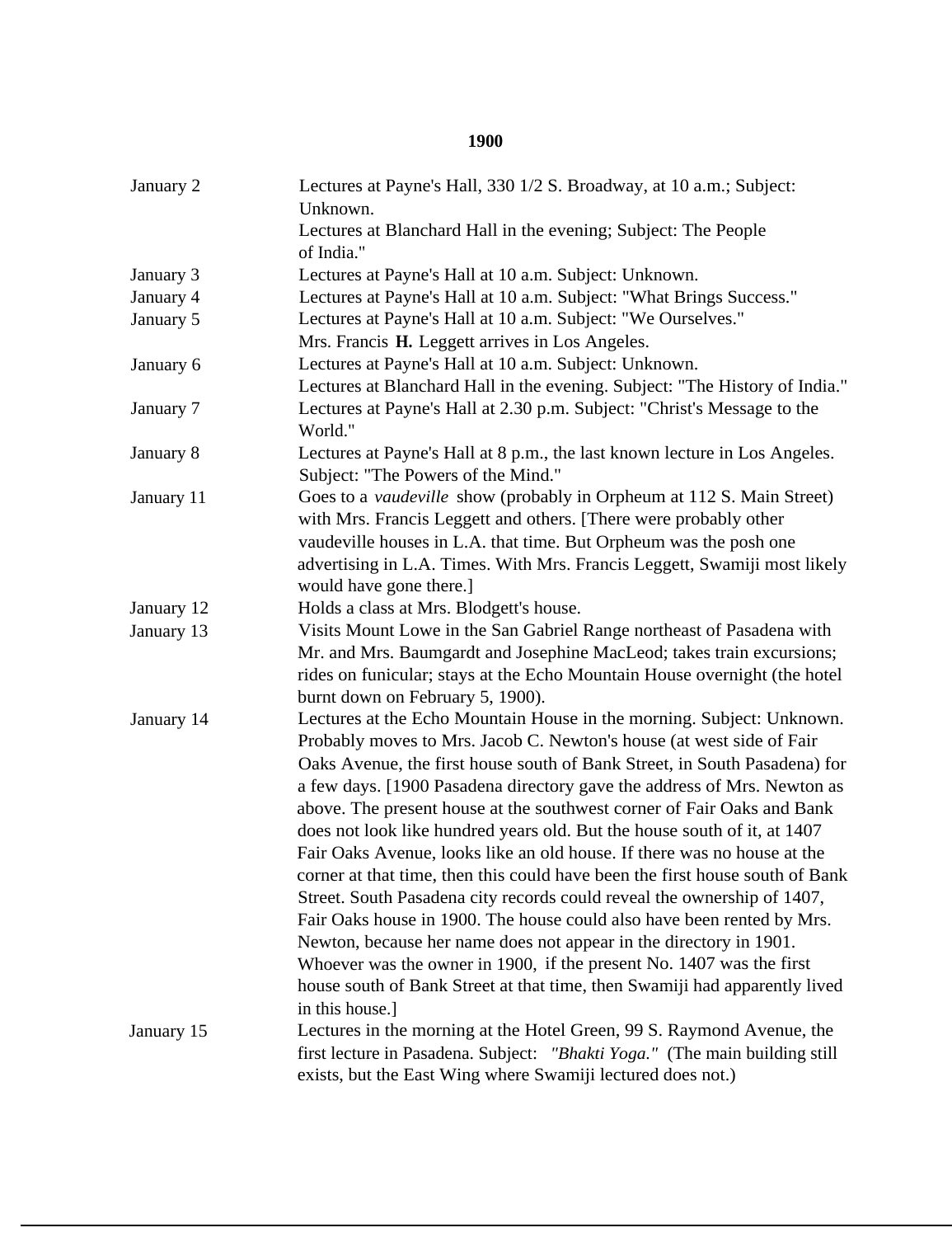## 1900

| | |
|---|---|
| January 2 | Lectures at Payne's Hall, 330 1/2 S. Broadway, at 10 a.m.; Subject: Unknown.<br>Lectures at Blanchard Hall in the evening; Subject: The People of India." |
| January 3 | Lectures at Payne's Hall at 10 a.m. Subject: Unknown. |
| January 4 | Lectures at Payne's Hall at 10 a.m. Subject: "What Brings Success." |
| January 5 | Lectures at Payne's Hall at 10 a.m. Subject: "We Ourselves."<br>Mrs. Francis **H.** Leggett arrives in Los Angeles. |
| January 6 | Lectures at Payne's Hall at 10 a.m. Subject: Unknown.<br>Lectures at Blanchard Hall in the evening. Subject: "The History of India." |
| January 7 | Lectures at Payne's Hall at 2.30 p.m. Subject: "Christ's Message to the World." |
| January 8 | Lectures at Payne's Hall at 8 p.m., the last known lecture in Los Angeles. Subject: "The Powers of the Mind." |
| January 11 | Goes to a *vaudeville* show (probably in Orpheum at 112 S. Main Street) with Mrs. Francis Leggett and others. [There were probably other vaudeville houses in L.A. that time. But Orpheum was the posh one advertising in L.A. Times. With Mrs. Francis Leggett, Swamiji most likely would have gone there.] |
| January 12 | Holds a class at Mrs. Blodgett's house. |
| January 13 | Visits Mount Lowe in the San Gabriel Range northeast of Pasadena with Mr. and Mrs. Baumgardt and Josephine MacLeod; takes train excursions; rides on funicular; stays at the Echo Mountain House overnight (the hotel burnt down on February 5, 1900). |
| January 14 | Lectures at the Echo Mountain House in the morning. Subject: Unknown. Probably moves to Mrs. Jacob C. Newton's house (at west side of Fair Oaks Avenue, the first house south of Bank Street, in South Pasadena) for a few days. [1900 Pasadena directory gave the address of Mrs. Newton as above. The present house at the southwest corner of Fair Oaks and Bank does not look like hundred years old. But the house south of it, at 1407 Fair Oaks Avenue, looks like an old house. If there was no house at the corner at that time, then this could have been the first house south of Bank Street. South Pasadena city records could reveal the ownership of 1407, Fair Oaks house in 1900. The house could also have been rented by Mrs. Newton, because her name does not appear in the directory in 1901. Whoever was the owner in 1900, if the present No. 1407 was the first house south of Bank Street at that time, then Swamiji had apparently lived in this house.] |
| January 15 | Lectures in the morning at the Hotel Green, 99 S. Raymond Avenue, the first lecture in Pasadena. Subject: *"Bhakti Yoga."* (The main building still exists, but the East Wing where Swamiji lectured does not.) |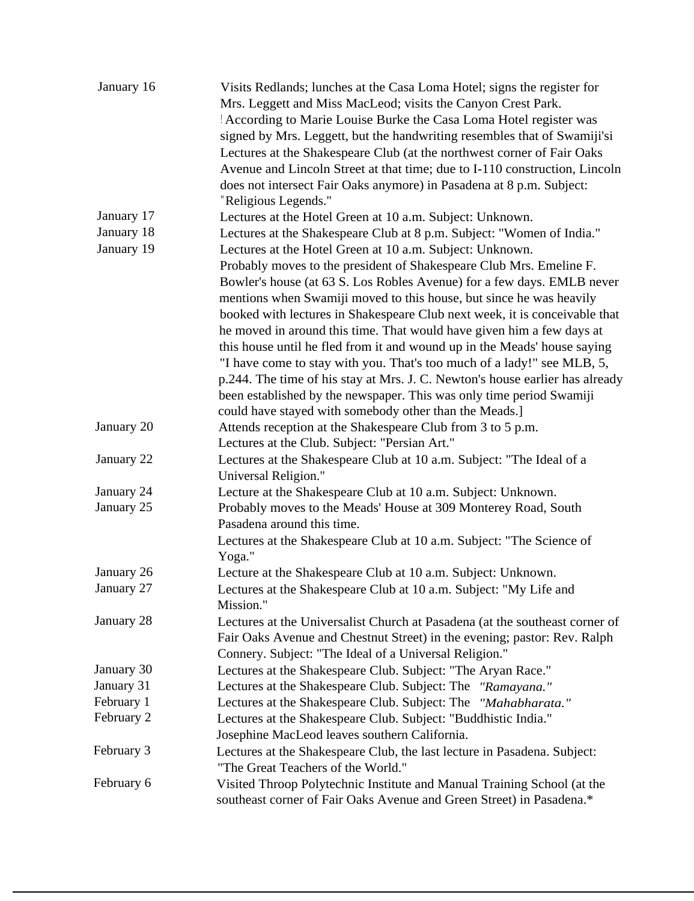| | |
|---|---|
| January 16 | Visits Redlands; lunches at the Casa Loma Hotel; signs the register for Mrs. Leggett and Miss MacLeod; visits the Canyon Crest Park. [According to Marie Louise Burke the Casa Loma Hotel register was signed by Mrs. Leggett, but the handwriting resembles that of Swamiji's] Lectures at the Shakespeare Club (at the northwest corner of Fair Oaks Avenue and Lincoln Street at that time; due to I-110 construction, Lincoln does not intersect Fair Oaks anymore) in Pasadena at 8 p.m. Subject: "Religious Legends." |
| January 17 | Lectures at the Hotel Green at 10 a.m. Subject: Unknown. |
| January 18 | Lectures at the Shakespeare Club at 8 p.m. Subject: "Women of India." |
| January 19 | Lectures at the Hotel Green at 10 a.m. Subject: Unknown. Probably moves to the president of Shakespeare Club Mrs. Emeline F. Bowler's house (at 63 S. Los Robles Avenue) for a few days. EMLB never mentions when Swamiji moved to this house, but since he was heavily booked with lectures in Shakespeare Club next week, it is conceivable that he moved in around this time. That would have given him a few days at this house until he fled from it and wound up in the Meads' house saying "I have come to stay with you. That's too much of a lady!" see MLB, 5, p.244. The time of his stay at Mrs. J. C. Newton's house earlier has already been established by the newspaper. This was only time period Swamiji could have stayed with somebody other than the Meads.] |
| January 20 | Attends reception at the Shakespeare Club from 3 to 5 p.m. Lectures at the Club. Subject: "Persian Art." |
| January 22 | Lectures at the Shakespeare Club at 10 a.m. Subject: "The Ideal of a Universal Religion." |
| January 24 | Lecture at the Shakespeare Club at 10 a.m. Subject: Unknown. |
| January 25 | Probably moves to the Meads' House at 309 Monterey Road, South Pasadena around this time. Lectures at the Shakespeare Club at 10 a.m. Subject: "The Science of Yoga." |
| January 26 | Lecture at the Shakespeare Club at 10 a.m. Subject: Unknown. |
| January 27 | Lectures at the Shakespeare Club at 10 a.m. Subject: "My Life and Mission." |
| January 28 | Lectures at the Universalist Church at Pasadena (at the southeast corner of Fair Oaks Avenue and Chestnut Street) in the evening; pastor: Rev. Ralph Connery. Subject: "The Ideal of a Universal Religion." |
| January 30 | Lectures at the Shakespeare Club. Subject: "The Aryan Race." |
| January 31 | Lectures at the Shakespeare Club. Subject: The *"Ramayana."* |
| February 1 | Lectures at the Shakespeare Club. Subject: The *"Mahabharata."* |
| February 2 | Lectures at the Shakespeare Club. Subject: "Buddhistic India." Josephine MacLeod leaves southern California. |
| February 3 | Lectures at the Shakespeare Club, the last lecture in Pasadena. Subject: "The Great Teachers of the World." |
| February 6 | Visited Throop Polytechnic Institute and Manual Training School (at the southeast corner of Fair Oaks Avenue and Green Street) in Pasadena.* |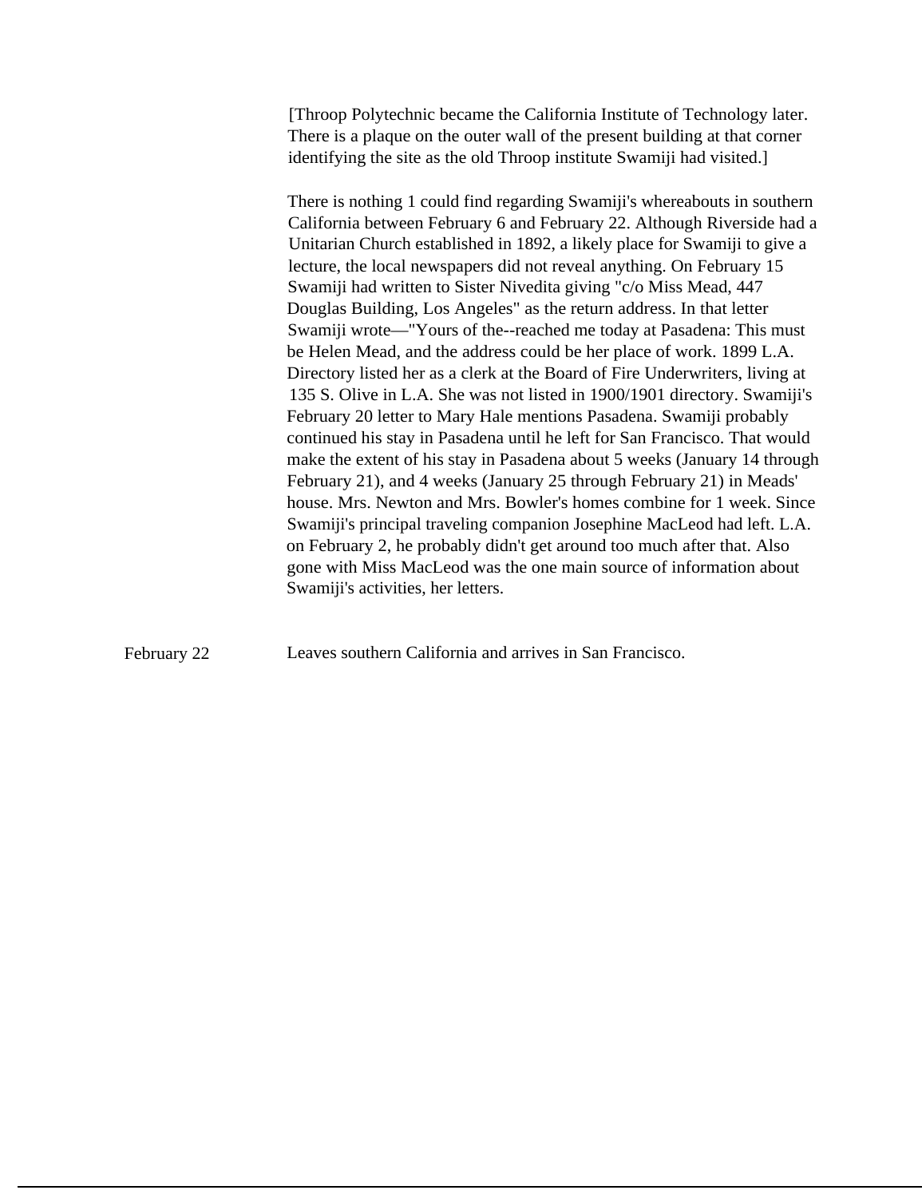[Throop Polytechnic became the California Institute of Technology later. There is a plaque on the outer wall of the present building at that corner identifying the site as the old Throop institute Swamiji had visited.]

There is nothing 1 could find regarding Swamiji's whereabouts in southern California between February 6 and February 22. Although Riverside had a Unitarian Church established in 1892, a likely place for Swamiji to give a lecture, the local newspapers did not reveal anything. On February 15 Swamiji had written to Sister Nivedita giving "c/o Miss Mead, 447 Douglas Building, Los Angeles" as the return address. In that letter Swamiji wrote—"Yours of the--reached me today at Pasadena: This must be Helen Mead, and the address could be her place of work. 1899 L.A. Directory listed her as a clerk at the Board of Fire Underwriters, living at 135 S. Olive in L.A. She was not listed in 1900/1901 directory. Swamiji's February 20 letter to Mary Hale mentions Pasadena. Swamiji probably continued his stay in Pasadena until he left for San Francisco. That would make the extent of his stay in Pasadena about 5 weeks (January 14 through February 21), and 4 weeks (January 25 through February 21) in Meads' house. Mrs. Newton and Mrs. Bowler's homes combine for 1 week. Since Swamiji's principal traveling companion Josephine MacLeod had left. L.A. on February 2, he probably didn't get around too much after that. Also gone with Miss MacLeod was the one main source of information about Swamiji's activities, her letters.

February 22 — Leaves southern California and arrives in San Francisco.